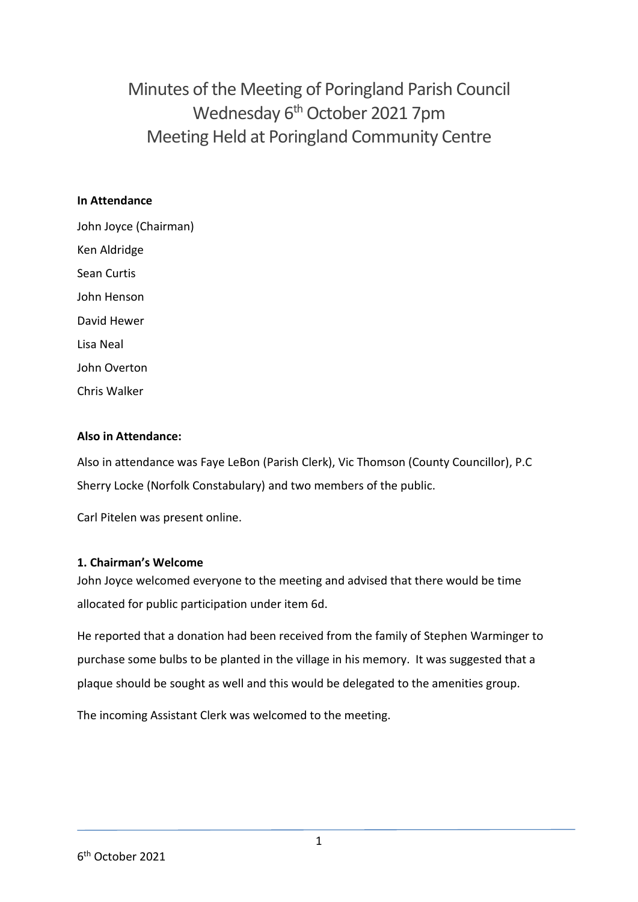# Minutes of the Meeting of Poringland Parish Council
## Wednesday 6th October 2021 7pm
## Meeting Held at Poringland Community Centre

**In Attendance**

John Joyce (Chairman)

Ken Aldridge

Sean Curtis

John Henson

David Hewer

Lisa Neal

John Overton

Chris Walker

**Also in Attendance:**

Also in attendance was Faye LeBon (Parish Clerk), Vic Thomson (County Councillor), P.C Sherry Locke (Norfolk Constabulary) and two members of the public.

Carl Pitelen was present online.

**1. Chairman's Welcome**

John Joyce welcomed everyone to the meeting and advised that there would be time allocated for public participation under item 6d.

He reported that a donation had been received from the family of Stephen Warminger to purchase some bulbs to be planted in the village in his memory. It was suggested that a plaque should be sought as well and this would be delegated to the amenities group.

The incoming Assistant Clerk was welcomed to the meeting.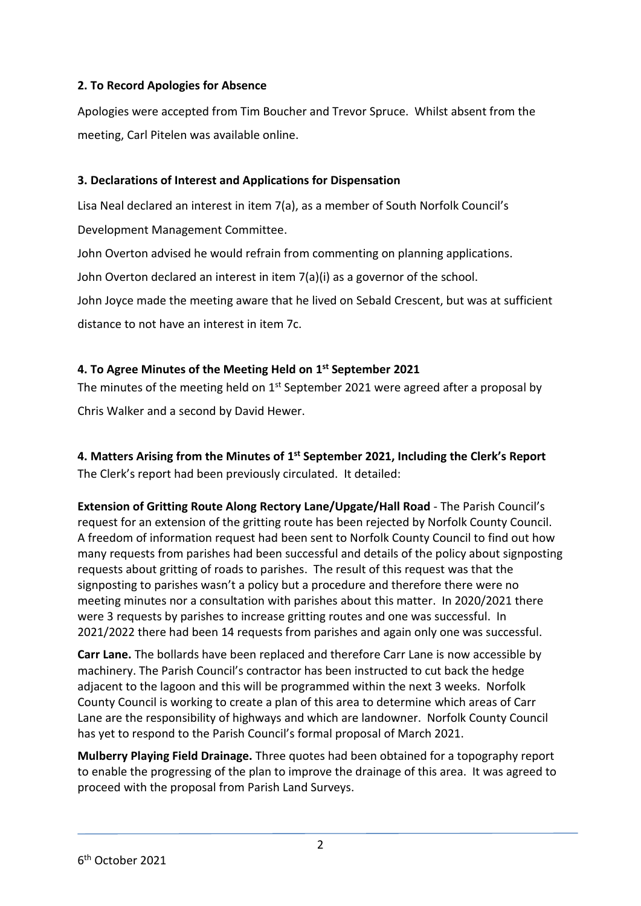### 2. To Record Apologies for Absence

Apologies were accepted from Tim Boucher and Trevor Spruce. Whilst absent from the meeting, Carl Pitelen was available online.

### 3. Declarations of Interest and Applications for Dispensation

Lisa Neal declared an interest in item 7(a), as a member of South Norfolk Council's Development Management Committee.

John Overton advised he would refrain from commenting on planning applications.

John Overton declared an interest in item 7(a)(i) as a governor of the school.

John Joyce made the meeting aware that he lived on Sebald Crescent, but was at sufficient distance to not have an interest in item 7c.

### 4. To Agree Minutes of the Meeting Held on 1st September 2021

The minutes of the meeting held on 1st September 2021 were agreed after a proposal by Chris Walker and a second by David Hewer.

### 4. Matters Arising from the Minutes of 1st September 2021, Including the Clerk's Report

The Clerk's report had been previously circulated. It detailed:

**Extension of Gritting Route Along Rectory Lane/Upgate/Hall Road** - The Parish Council's request for an extension of the gritting route has been rejected by Norfolk County Council. A freedom of information request had been sent to Norfolk County Council to find out how many requests from parishes had been successful and details of the policy about signposting requests about gritting of roads to parishes. The result of this request was that the signposting to parishes wasn't a policy but a procedure and therefore there were no meeting minutes nor a consultation with parishes about this matter. In 2020/2021 there were 3 requests by parishes to increase gritting routes and one was successful. In 2021/2022 there had been 14 requests from parishes and again only one was successful.

**Carr Lane.** The bollards have been replaced and therefore Carr Lane is now accessible by machinery. The Parish Council's contractor has been instructed to cut back the hedge adjacent to the lagoon and this will be programmed within the next 3 weeks. Norfolk County Council is working to create a plan of this area to determine which areas of Carr Lane are the responsibility of highways and which are landowner. Norfolk County Council has yet to respond to the Parish Council's formal proposal of March 2021.

**Mulberry Playing Field Drainage.** Three quotes had been obtained for a topography report to enable the progressing of the plan to improve the drainage of this area. It was agreed to proceed with the proposal from Parish Land Surveys.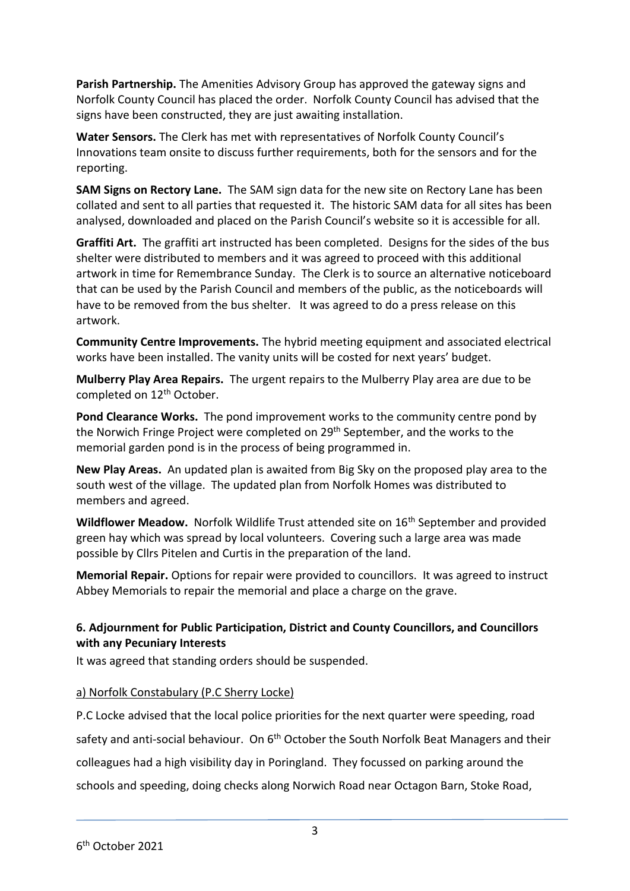**Parish Partnership.** The Amenities Advisory Group has approved the gateway signs and Norfolk County Council has placed the order. Norfolk County Council has advised that the signs have been constructed, they are just awaiting installation.

**Water Sensors.** The Clerk has met with representatives of Norfolk County Council's Innovations team onsite to discuss further requirements, both for the sensors and for the reporting.

**SAM Signs on Rectory Lane.** The SAM sign data for the new site on Rectory Lane has been collated and sent to all parties that requested it. The historic SAM data for all sites has been analysed, downloaded and placed on the Parish Council's website so it is accessible for all.

**Graffiti Art.** The graffiti art instructed has been completed. Designs for the sides of the bus shelter were distributed to members and it was agreed to proceed with this additional artwork in time for Remembrance Sunday. The Clerk is to source an alternative noticeboard that can be used by the Parish Council and members of the public, as the noticeboards will have to be removed from the bus shelter. It was agreed to do a press release on this artwork.

**Community Centre Improvements.** The hybrid meeting equipment and associated electrical works have been installed. The vanity units will be costed for next years' budget.

**Mulberry Play Area Repairs.** The urgent repairs to the Mulberry Play area are due to be completed on 12th October.

**Pond Clearance Works.** The pond improvement works to the community centre pond by the Norwich Fringe Project were completed on 29th September, and the works to the memorial garden pond is in the process of being programmed in.

**New Play Areas.** An updated plan is awaited from Big Sky on the proposed play area to the south west of the village. The updated plan from Norfolk Homes was distributed to members and agreed.

**Wildflower Meadow.** Norfolk Wildlife Trust attended site on 16th September and provided green hay which was spread by local volunteers. Covering such a large area was made possible by Cllrs Pitelen and Curtis in the preparation of the land.

**Memorial Repair.** Options for repair were provided to councillors. It was agreed to instruct Abbey Memorials to repair the memorial and place a charge on the grave.

### 6. Adjournment for Public Participation, District and County Councillors, and Councillors with any Pecuniary Interests

It was agreed that standing orders should be suspended.

<u>a) Norfolk Constabulary (P.C Sherry Locke)</u>

P.C Locke advised that the local police priorities for the next quarter were speeding, road safety and anti-social behaviour. On 6th October the South Norfolk Beat Managers and their colleagues had a high visibility day in Poringland. They focussed on parking around the schools and speeding, doing checks along Norwich Road near Octagon Barn, Stoke Road,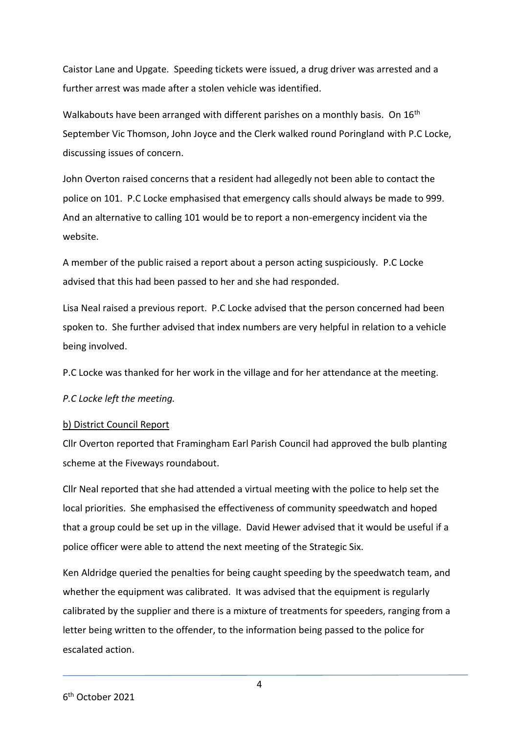Caistor Lane and Upgate. Speeding tickets were issued, a drug driver was arrested and a further arrest was made after a stolen vehicle was identified.

Walkabouts have been arranged with different parishes on a monthly basis. On 16th September Vic Thomson, John Joyce and the Clerk walked round Poringland with P.C Locke, discussing issues of concern.

John Overton raised concerns that a resident had allegedly not been able to contact the police on 101. P.C Locke emphasised that emergency calls should always be made to 999. And an alternative to calling 101 would be to report a non-emergency incident via the website.

A member of the public raised a report about a person acting suspiciously. P.C Locke advised that this had been passed to her and she had responded.

Lisa Neal raised a previous report. P.C Locke advised that the person concerned had been spoken to. She further advised that index numbers are very helpful in relation to a vehicle being involved.

P.C Locke was thanked for her work in the village and for her attendance at the meeting.

*P.C Locke left the meeting.*

b) District Council Report

Cllr Overton reported that Framingham Earl Parish Council had approved the bulb planting scheme at the Fiveways roundabout.

Cllr Neal reported that she had attended a virtual meeting with the police to help set the local priorities. She emphasised the effectiveness of community speedwatch and hoped that a group could be set up in the village. David Hewer advised that it would be useful if a police officer were able to attend the next meeting of the Strategic Six.

Ken Aldridge queried the penalties for being caught speeding by the speedwatch team, and whether the equipment was calibrated. It was advised that the equipment is regularly calibrated by the supplier and there is a mixture of treatments for speeders, ranging from a letter being written to the offender, to the information being passed to the police for escalated action.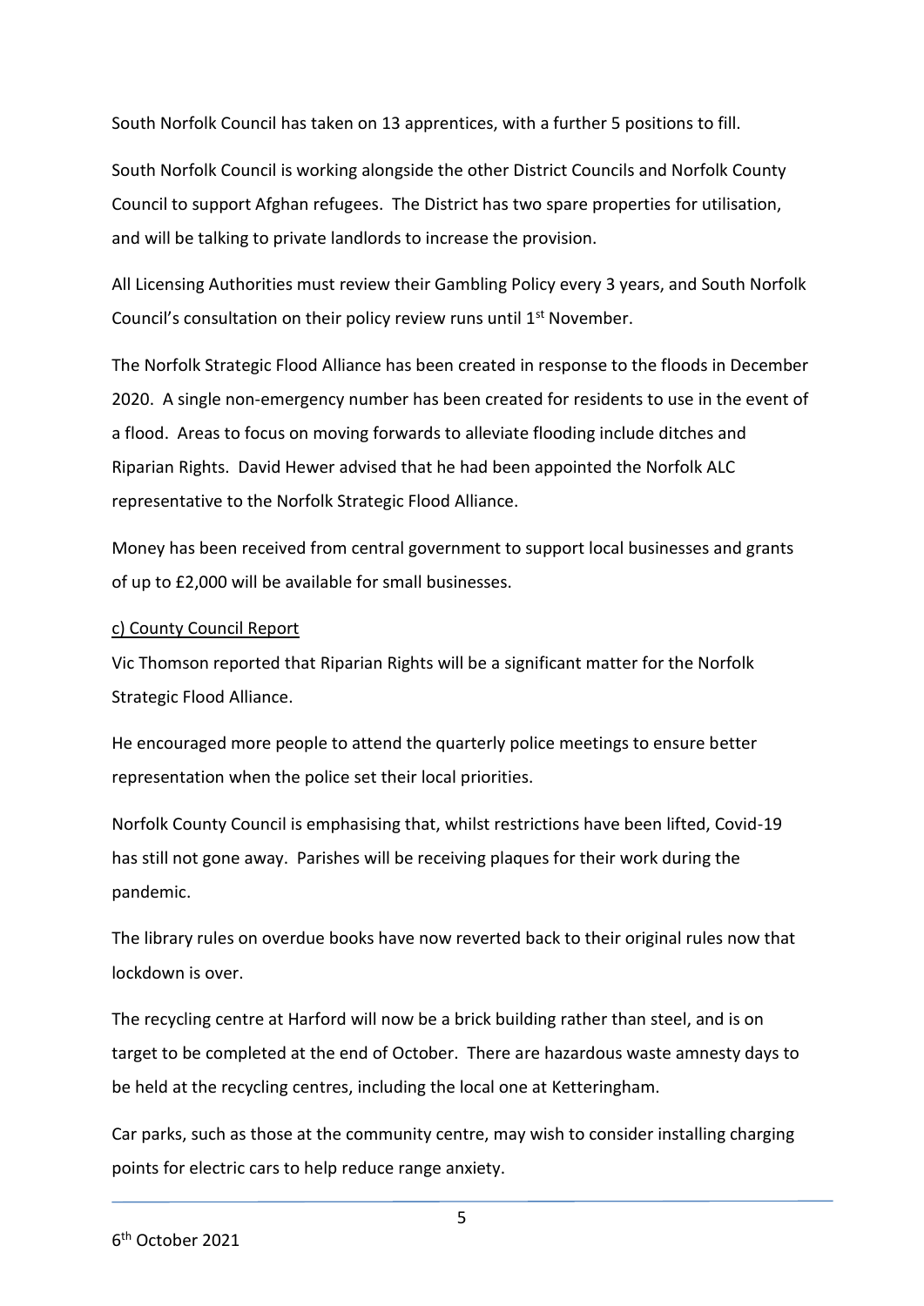South Norfolk Council has taken on 13 apprentices, with a further 5 positions to fill.

South Norfolk Council is working alongside the other District Councils and Norfolk County Council to support Afghan refugees. The District has two spare properties for utilisation, and will be talking to private landlords to increase the provision.

All Licensing Authorities must review their Gambling Policy every 3 years, and South Norfolk Council's consultation on their policy review runs until 1st November.

The Norfolk Strategic Flood Alliance has been created in response to the floods in December 2020. A single non-emergency number has been created for residents to use in the event of a flood. Areas to focus on moving forwards to alleviate flooding include ditches and Riparian Rights. David Hewer advised that he had been appointed the Norfolk ALC representative to the Norfolk Strategic Flood Alliance.

Money has been received from central government to support local businesses and grants of up to £2,000 will be available for small businesses.

c) County Council Report

Vic Thomson reported that Riparian Rights will be a significant matter for the Norfolk Strategic Flood Alliance.

He encouraged more people to attend the quarterly police meetings to ensure better representation when the police set their local priorities.

Norfolk County Council is emphasising that, whilst restrictions have been lifted, Covid-19 has still not gone away. Parishes will be receiving plaques for their work during the pandemic.

The library rules on overdue books have now reverted back to their original rules now that lockdown is over.

The recycling centre at Harford will now be a brick building rather than steel, and is on target to be completed at the end of October. There are hazardous waste amnesty days to be held at the recycling centres, including the local one at Ketteringham.

Car parks, such as those at the community centre, may wish to consider installing charging points for electric cars to help reduce range anxiety.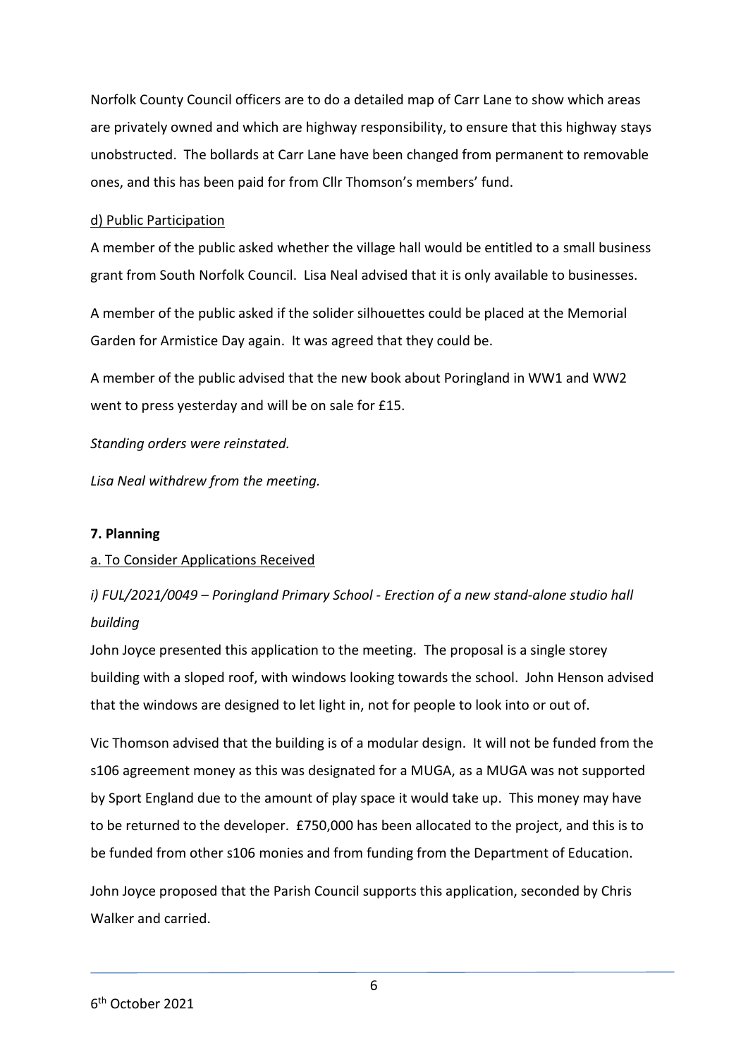Norfolk County Council officers are to do a detailed map of Carr Lane to show which areas are privately owned and which are highway responsibility, to ensure that this highway stays unobstructed. The bollards at Carr Lane have been changed from permanent to removable ones, and this has been paid for from Cllr Thomson's members' fund.

<u>d) Public Participation</u>

A member of the public asked whether the village hall would be entitled to a small business grant from South Norfolk Council. Lisa Neal advised that it is only available to businesses.

A member of the public asked if the solider silhouettes could be placed at the Memorial Garden for Armistice Day again. It was agreed that they could be.

A member of the public advised that the new book about Poringland in WW1 and WW2 went to press yesterday and will be on sale for £15.

*Standing orders were reinstated.*

*Lisa Neal withdrew from the meeting.*

## 7. Planning

<u>a. To Consider Applications Received</u>

*i) FUL/2021/0049 – Poringland Primary School - Erection of a new stand-alone studio hall building*

John Joyce presented this application to the meeting. The proposal is a single storey building with a sloped roof, with windows looking towards the school. John Henson advised that the windows are designed to let light in, not for people to look into or out of.

Vic Thomson advised that the building is of a modular design. It will not be funded from the s106 agreement money as this was designated for a MUGA, as a MUGA was not supported by Sport England due to the amount of play space it would take up. This money may have to be returned to the developer. £750,000 has been allocated to the project, and this is to be funded from other s106 monies and from funding from the Department of Education.

John Joyce proposed that the Parish Council supports this application, seconded by Chris Walker and carried.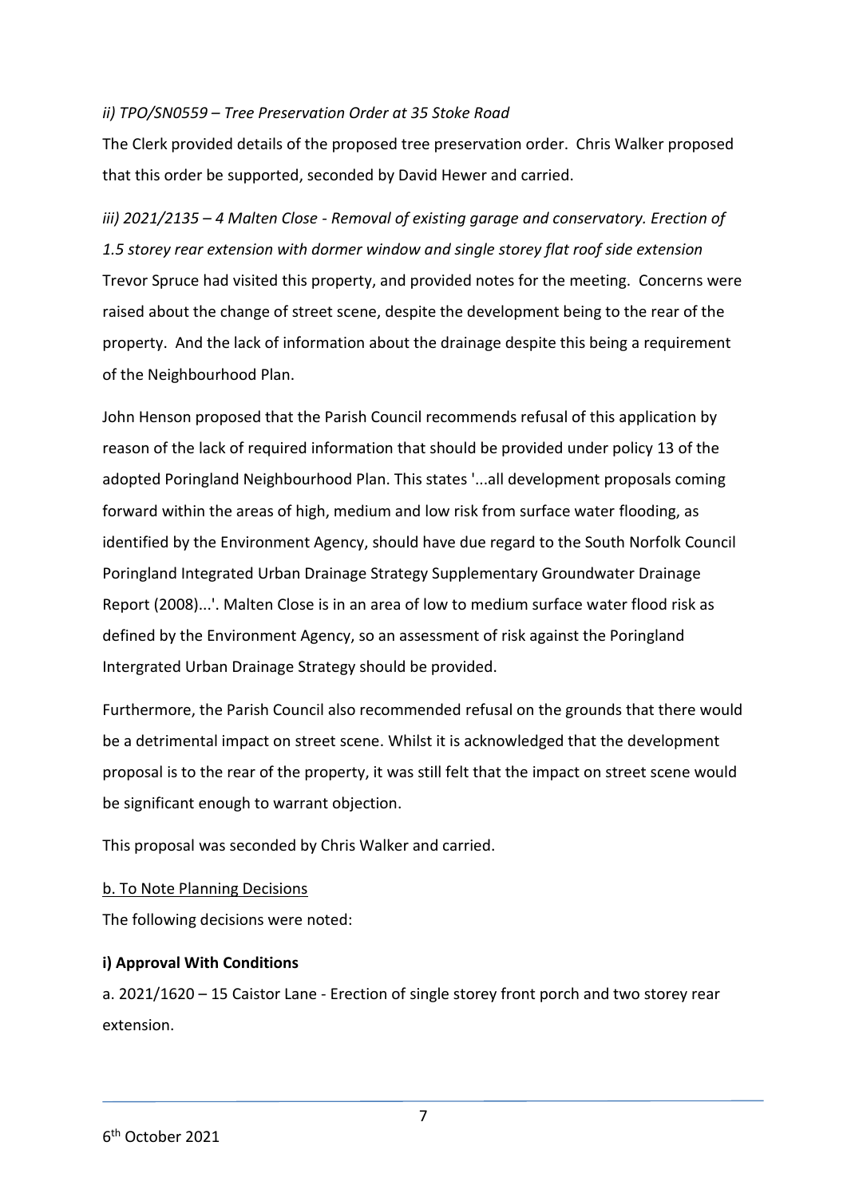*ii) TPO/SN0559 – Tree Preservation Order at 35 Stoke Road*

The Clerk provided details of the proposed tree preservation order. Chris Walker proposed that this order be supported, seconded by David Hewer and carried.

*iii) 2021/2135 – 4 Malten Close - Removal of existing garage and conservatory. Erection of 1.5 storey rear extension with dormer window and single storey flat roof side extension*

Trevor Spruce had visited this property, and provided notes for the meeting. Concerns were raised about the change of street scene, despite the development being to the rear of the property. And the lack of information about the drainage despite this being a requirement of the Neighbourhood Plan.

John Henson proposed that the Parish Council recommends refusal of this application by reason of the lack of required information that should be provided under policy 13 of the adopted Poringland Neighbourhood Plan. This states '...all development proposals coming forward within the areas of high, medium and low risk from surface water flooding, as identified by the Environment Agency, should have due regard to the South Norfolk Council Poringland Integrated Urban Drainage Strategy Supplementary Groundwater Drainage Report (2008)...'. Malten Close is in an area of low to medium surface water flood risk as defined by the Environment Agency, so an assessment of risk against the Poringland Intergrated Urban Drainage Strategy should be provided.

Furthermore, the Parish Council also recommended refusal on the grounds that there would be a detrimental impact on street scene. Whilst it is acknowledged that the development proposal is to the rear of the property, it was still felt that the impact on street scene would be significant enough to warrant objection.

This proposal was seconded by Chris Walker and carried.

<u>b. To Note Planning Decisions</u>

The following decisions were noted:

**i) Approval With Conditions**

a. 2021/1620 – 15 Caistor Lane - Erection of single storey front porch and two storey rear extension.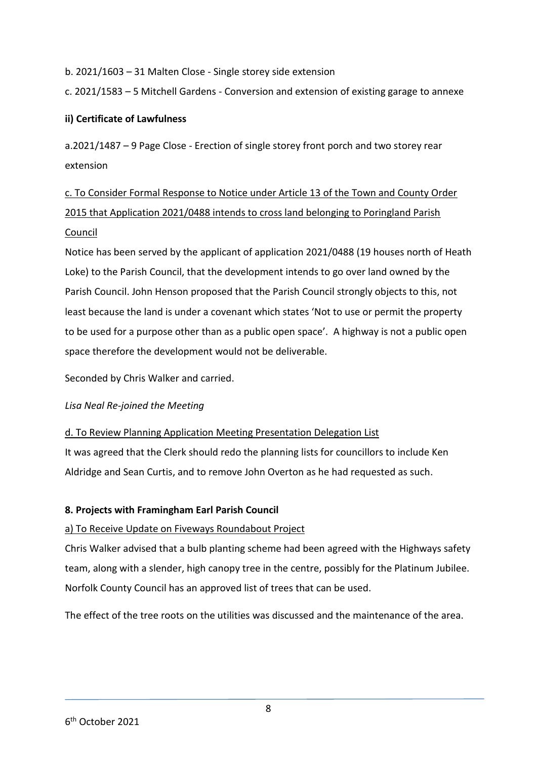b. 2021/1603 – 31 Malten Close - Single storey side extension

c. 2021/1583 – 5 Mitchell Gardens - Conversion and extension of existing garage to annexe

**ii) Certificate of Lawfulness**

a.2021/1487 – 9 Page Close - Erection of single storey front porch and two storey rear extension

<u>c. To Consider Formal Response to Notice under Article 13 of the Town and County Order 2015 that Application 2021/0488 intends to cross land belonging to Poringland Parish Council</u>

Notice has been served by the applicant of application 2021/0488 (19 houses north of Heath Loke) to the Parish Council, that the development intends to go over land owned by the Parish Council. John Henson proposed that the Parish Council strongly objects to this, not least because the land is under a covenant which states 'Not to use or permit the property to be used for a purpose other than as a public open space'. A highway is not a public open space therefore the development would not be deliverable.

Seconded by Chris Walker and carried.

*Lisa Neal Re-joined the Meeting*

<u>d. To Review Planning Application Meeting Presentation Delegation List</u>

It was agreed that the Clerk should redo the planning lists for councillors to include Ken Aldridge and Sean Curtis, and to remove John Overton as he had requested as such.

**8. Projects with Framingham Earl Parish Council**

<u>a) To Receive Update on Fiveways Roundabout Project</u>

Chris Walker advised that a bulb planting scheme had been agreed with the Highways safety team, along with a slender, high canopy tree in the centre, possibly for the Platinum Jubilee. Norfolk County Council has an approved list of trees that can be used.

The effect of the tree roots on the utilities was discussed and the maintenance of the area.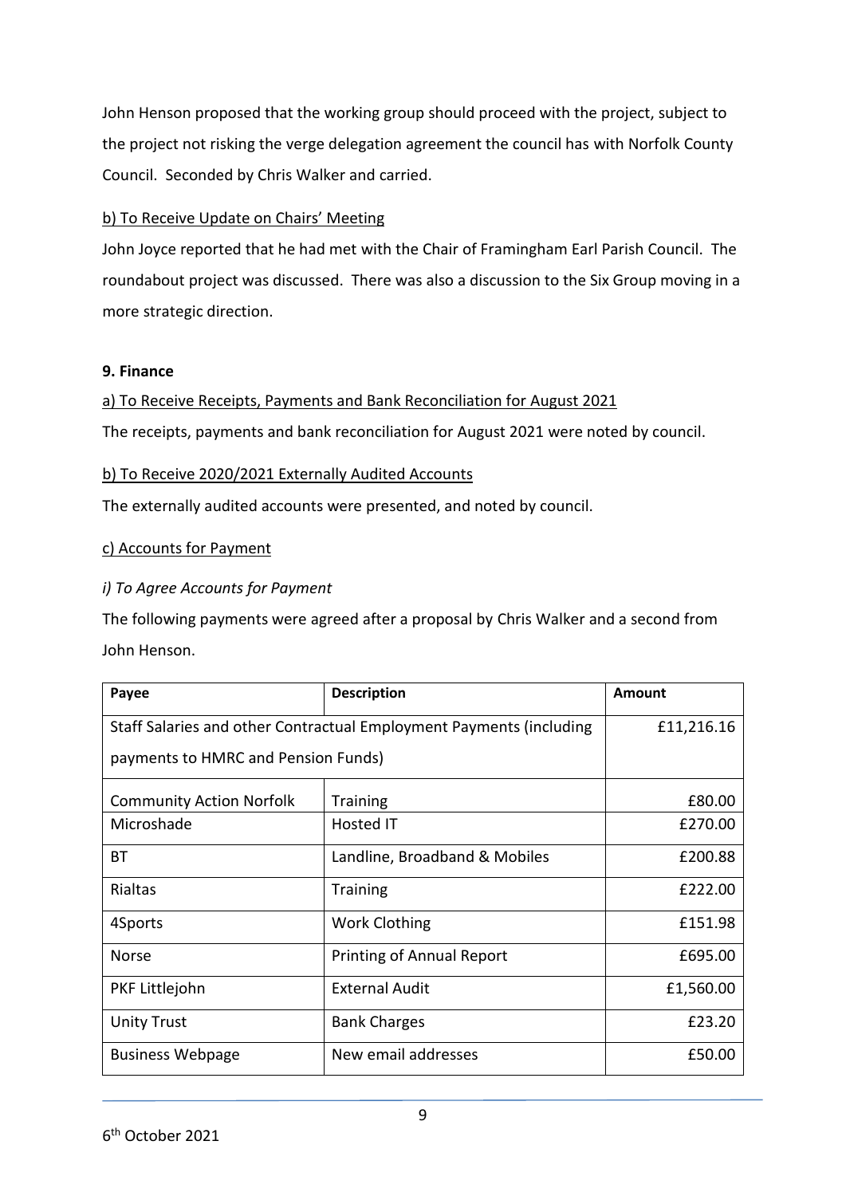John Henson proposed that the working group should proceed with the project, subject to the project not risking the verge delegation agreement the council has with Norfolk County Council. Seconded by Chris Walker and carried.

b) To Receive Update on Chairs' Meeting

John Joyce reported that he had met with the Chair of Framingham Earl Parish Council. The roundabout project was discussed. There was also a discussion to the Six Group moving in a more strategic direction.

**9. Finance**

a) To Receive Receipts, Payments and Bank Reconciliation for August 2021

The receipts, payments and bank reconciliation for August 2021 were noted by council.

b) To Receive 2020/2021 Externally Audited Accounts

The externally audited accounts were presented, and noted by council.

c) Accounts for Payment

*i) To Agree Accounts for Payment*

The following payments were agreed after a proposal by Chris Walker and a second from John Henson.

| Payee | Description | Amount |
|---|---|---|
| Staff Salaries and other Contractual Employment Payments (including payments to HMRC and Pension Funds) | | £11,216.16 |
| Community Action Norfolk | Training | £80.00 |
| Microshade | Hosted IT | £270.00 |
| BT | Landline, Broadband & Mobiles | £200.88 |
| Rialtas | Training | £222.00 |
| 4Sports | Work Clothing | £151.98 |
| Norse | Printing of Annual Report | £695.00 |
| PKF Littlejohn | External Audit | £1,560.00 |
| Unity Trust | Bank Charges | £23.20 |
| Business Webpage | New email addresses | £50.00 |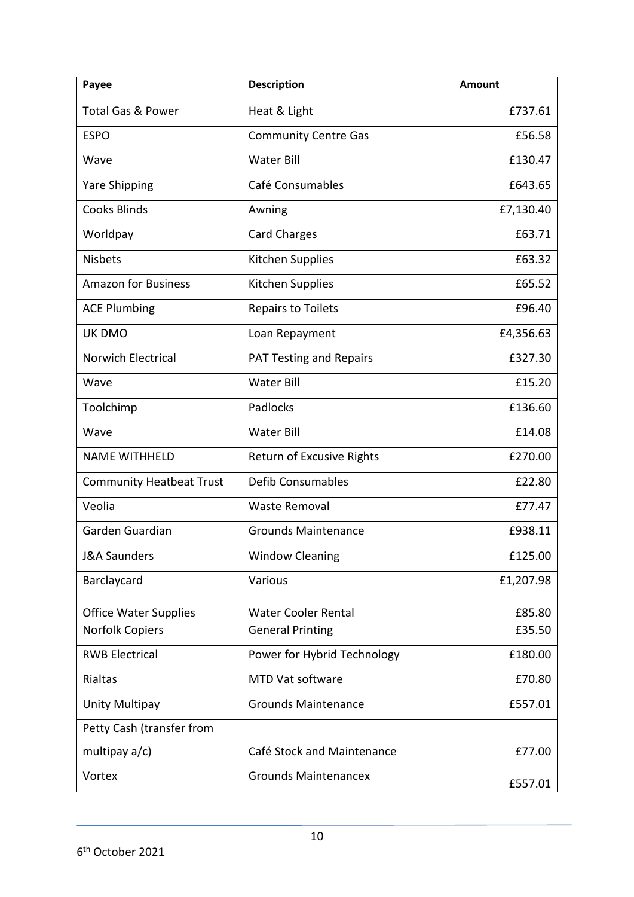| Payee | Description | Amount |
|---|---|---|
| Total Gas & Power | Heat & Light | £737.61 |
| ESPO | Community Centre Gas | £56.58 |
| Wave | Water Bill | £130.47 |
| Yare Shipping | Café Consumables | £643.65 |
| Cooks Blinds | Awning | £7,130.40 |
| Worldpay | Card Charges | £63.71 |
| Nisbets | Kitchen Supplies | £63.32 |
| Amazon for Business | Kitchen Supplies | £65.52 |
| ACE Plumbing | Repairs to Toilets | £96.40 |
| UK DMO | Loan Repayment | £4,356.63 |
| Norwich Electrical | PAT Testing and Repairs | £327.30 |
| Wave | Water Bill | £15.20 |
| Toolchimp | Padlocks | £136.60 |
| Wave | Water Bill | £14.08 |
| NAME WITHHELD | Return of Excusive Rights | £270.00 |
| Community Heatbeat Trust | Defib Consumables | £22.80 |
| Veolia | Waste Removal | £77.47 |
| Garden Guardian | Grounds Maintenance | £938.11 |
| J&A Saunders | Window Cleaning | £125.00 |
| Barclaycard | Various | £1,207.98 |
| Office Water Supplies | Water Cooler Rental | £85.80 |
| Norfolk Copiers | General Printing | £35.50 |
| RWB Electrical | Power for Hybrid Technology | £180.00 |
| Rialtas | MTD Vat software | £70.80 |
| Unity Multipay | Grounds Maintenance | £557.01 |
| Petty Cash (transfer from multipay a/c) | Café Stock and Maintenance | £77.00 |
| Vortex | Grounds Maintenancex | £557.01 |

6th October 2021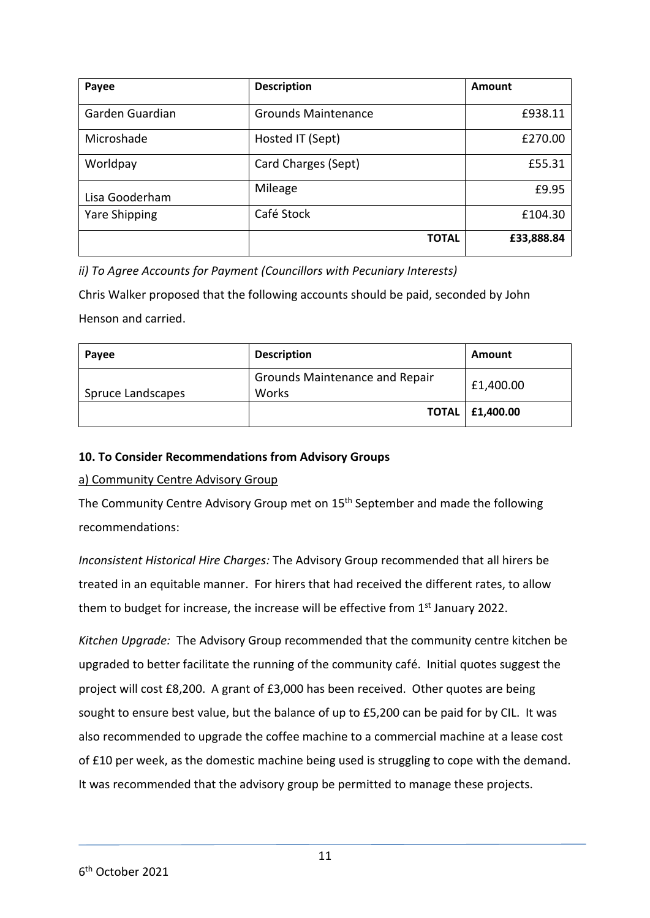| Payee | Description | Amount |
|---|---|---|
| Garden Guardian | Grounds Maintenance | £938.11 |
| Microshade | Hosted IT (Sept) | £270.00 |
| Worldpay | Card Charges (Sept) | £55.31 |
| Lisa Gooderham | Mileage | £9.95 |
| Yare Shipping | Café Stock | £104.30 |
| | **TOTAL** | **£33,888.84** |

*ii) To Agree Accounts for Payment (Councillors with Pecuniary Interests)*

Chris Walker proposed that the following accounts should be paid, seconded by John Henson and carried.

| Payee | Description | Amount |
|---|---|---|
| Spruce Landscapes | Grounds Maintenance and Repair Works | £1,400.00 |
| | **TOTAL** | **£1,400.00** |

**10. To Consider Recommendations from Advisory Groups**

a) Community Centre Advisory Group

The Community Centre Advisory Group met on 15th September and made the following recommendations:

*Inconsistent Historical Hire Charges:* The Advisory Group recommended that all hirers be treated in an equitable manner. For hirers that had received the different rates, to allow them to budget for increase, the increase will be effective from 1st January 2022.

*Kitchen Upgrade:* The Advisory Group recommended that the community centre kitchen be upgraded to better facilitate the running of the community café. Initial quotes suggest the project will cost £8,200. A grant of £3,000 has been received. Other quotes are being sought to ensure best value, but the balance of up to £5,200 can be paid for by CIL. It was also recommended to upgrade the coffee machine to a commercial machine at a lease cost of £10 per week, as the domestic machine being used is struggling to cope with the demand. It was recommended that the advisory group be permitted to manage these projects.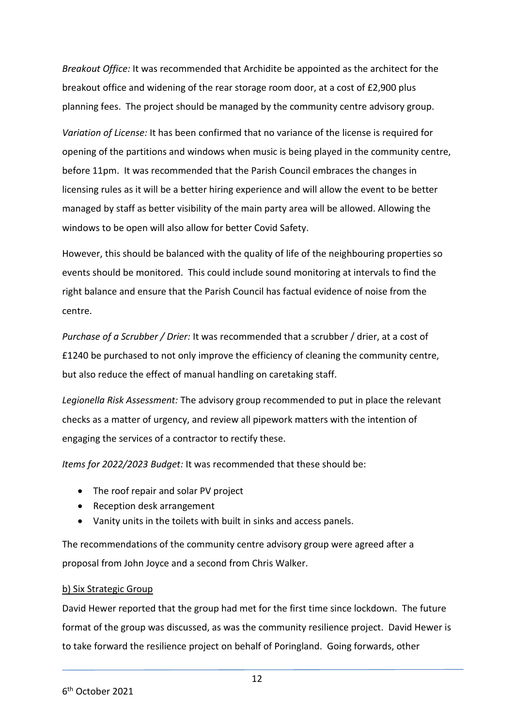*Breakout Office:* It was recommended that Archidite be appointed as the architect for the breakout office and widening of the rear storage room door, at a cost of £2,900 plus planning fees. The project should be managed by the community centre advisory group.

*Variation of License:* It has been confirmed that no variance of the license is required for opening of the partitions and windows when music is being played in the community centre, before 11pm. It was recommended that the Parish Council embraces the changes in licensing rules as it will be a better hiring experience and will allow the event to be better managed by staff as better visibility of the main party area will be allowed. Allowing the windows to be open will also allow for better Covid Safety.

However, this should be balanced with the quality of life of the neighbouring properties so events should be monitored. This could include sound monitoring at intervals to find the right balance and ensure that the Parish Council has factual evidence of noise from the centre.

*Purchase of a Scrubber / Drier:* It was recommended that a scrubber / drier, at a cost of £1240 be purchased to not only improve the efficiency of cleaning the community centre, but also reduce the effect of manual handling on caretaking staff.

*Legionella Risk Assessment:* The advisory group recommended to put in place the relevant checks as a matter of urgency, and review all pipework matters with the intention of engaging the services of a contractor to rectify these.

*Items for 2022/2023 Budget:* It was recommended that these should be:

- The roof repair and solar PV project
- Reception desk arrangement
- Vanity units in the toilets with built in sinks and access panels.

The recommendations of the community centre advisory group were agreed after a proposal from John Joyce and a second from Chris Walker.

<u>b) Six Strategic Group</u>

David Hewer reported that the group had met for the first time since lockdown. The future format of the group was discussed, as was the community resilience project. David Hewer is to take forward the resilience project on behalf of Poringland. Going forwards, other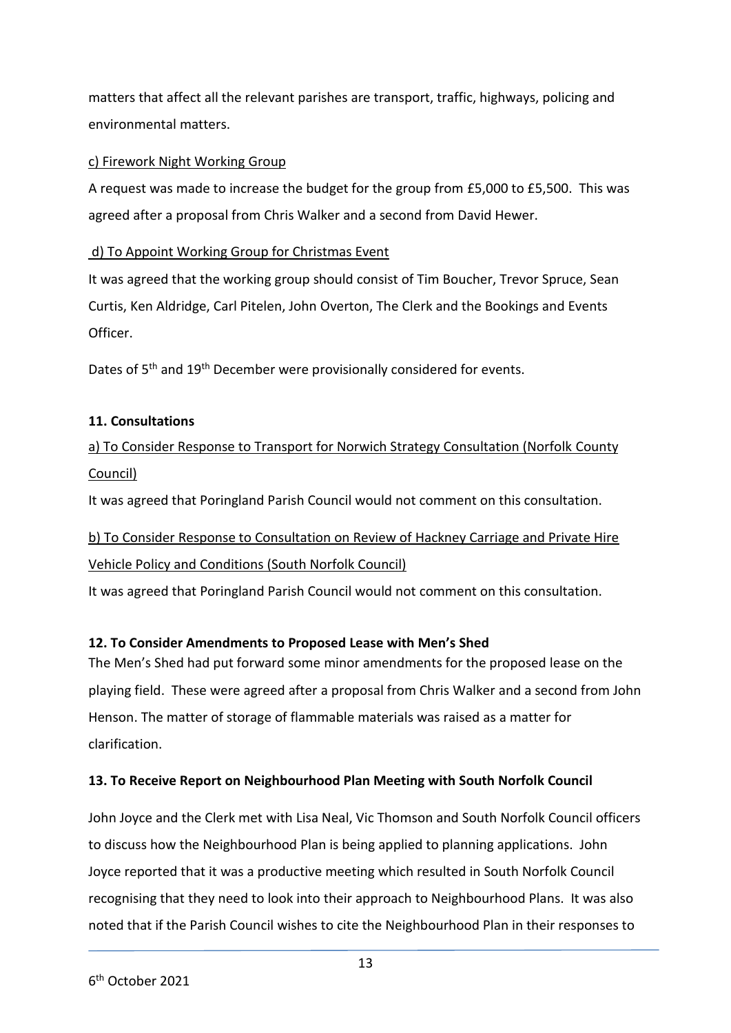matters that affect all the relevant parishes are transport, traffic, highways, policing and environmental matters.

c) Firework Night Working Group

A request was made to increase the budget for the group from £5,000 to £5,500. This was agreed after a proposal from Chris Walker and a second from David Hewer.

d) To Appoint Working Group for Christmas Event

It was agreed that the working group should consist of Tim Boucher, Trevor Spruce, Sean Curtis, Ken Aldridge, Carl Pitelen, John Overton, The Clerk and the Bookings and Events Officer.

Dates of 5th and 19th December were provisionally considered for events.

**11. Consultations**

a) To Consider Response to Transport for Norwich Strategy Consultation (Norfolk County Council)

It was agreed that Poringland Parish Council would not comment on this consultation.

b) To Consider Response to Consultation on Review of Hackney Carriage and Private Hire Vehicle Policy and Conditions (South Norfolk Council)

It was agreed that Poringland Parish Council would not comment on this consultation.

**12. To Consider Amendments to Proposed Lease with Men's Shed**

The Men's Shed had put forward some minor amendments for the proposed lease on the playing field. These were agreed after a proposal from Chris Walker and a second from John Henson. The matter of storage of flammable materials was raised as a matter for clarification.

**13. To Receive Report on Neighbourhood Plan Meeting with South Norfolk Council**

John Joyce and the Clerk met with Lisa Neal, Vic Thomson and South Norfolk Council officers to discuss how the Neighbourhood Plan is being applied to planning applications. John Joyce reported that it was a productive meeting which resulted in South Norfolk Council recognising that they need to look into their approach to Neighbourhood Plans. It was also noted that if the Parish Council wishes to cite the Neighbourhood Plan in their responses to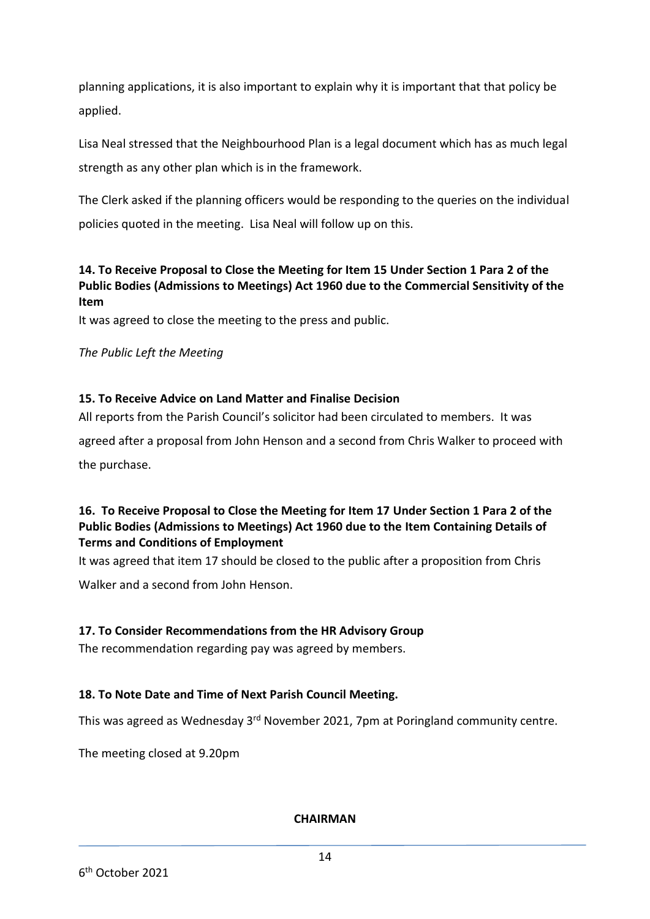planning applications, it is also important to explain why it is important that that policy be applied.

Lisa Neal stressed that the Neighbourhood Plan is a legal document which has as much legal strength as any other plan which is in the framework.

The Clerk asked if the planning officers would be responding to the queries on the individual policies quoted in the meeting. Lisa Neal will follow up on this.

**14. To Receive Proposal to Close the Meeting for Item 15 Under Section 1 Para 2 of the Public Bodies (Admissions to Meetings) Act 1960 due to the Commercial Sensitivity of the Item**

It was agreed to close the meeting to the press and public.

*The Public Left the Meeting*

**15. To Receive Advice on Land Matter and Finalise Decision**

All reports from the Parish Council's solicitor had been circulated to members. It was agreed after a proposal from John Henson and a second from Chris Walker to proceed with the purchase.

**16. To Receive Proposal to Close the Meeting for Item 17 Under Section 1 Para 2 of the Public Bodies (Admissions to Meetings) Act 1960 due to the Item Containing Details of Terms and Conditions of Employment**

It was agreed that item 17 should be closed to the public after a proposition from Chris Walker and a second from John Henson.

**17. To Consider Recommendations from the HR Advisory Group**

The recommendation regarding pay was agreed by members.

**18. To Note Date and Time of Next Parish Council Meeting.**

This was agreed as Wednesday 3rd November 2021, 7pm at Poringland community centre.

The meeting closed at 9.20pm

**CHAIRMAN**